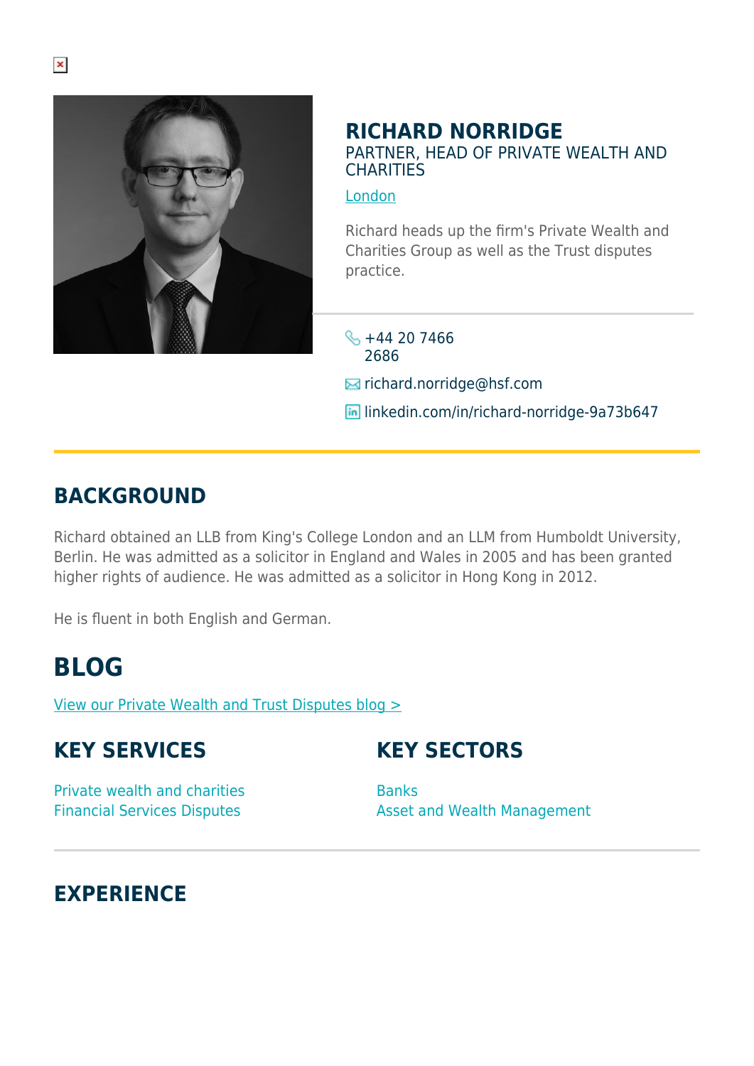# RICHARD NORRIDGE

PARTNER, HEAD OF PRIVATE WEALTH AND CHARITIES

London

Richard heads up the firm's Private Wealth and Charities Group as well as the Trust disputes practice.

+44 20 7466 2686

richard.norridge@hsf.com

linkedin.com/in/richard-norridge-9a73b647

## BACKGROUND

Richard obtained an LLB from King's College London and an LLM from Humboldt University, Berlin. He was admitted as a solicitor in England and Wales in 2005 and has been granted higher rights of audience. He was admitted as a solicitor in Hong Kong in 2012.

He is fluent in both English and German.

## BLOG

View our Private Wealth and Trust Disputes blog >

## KEY SERVICES

Private wealth and charities
Financial Services Disputes

## KEY SECTORS

Banks
Asset and Wealth Management

## EXPERIENCE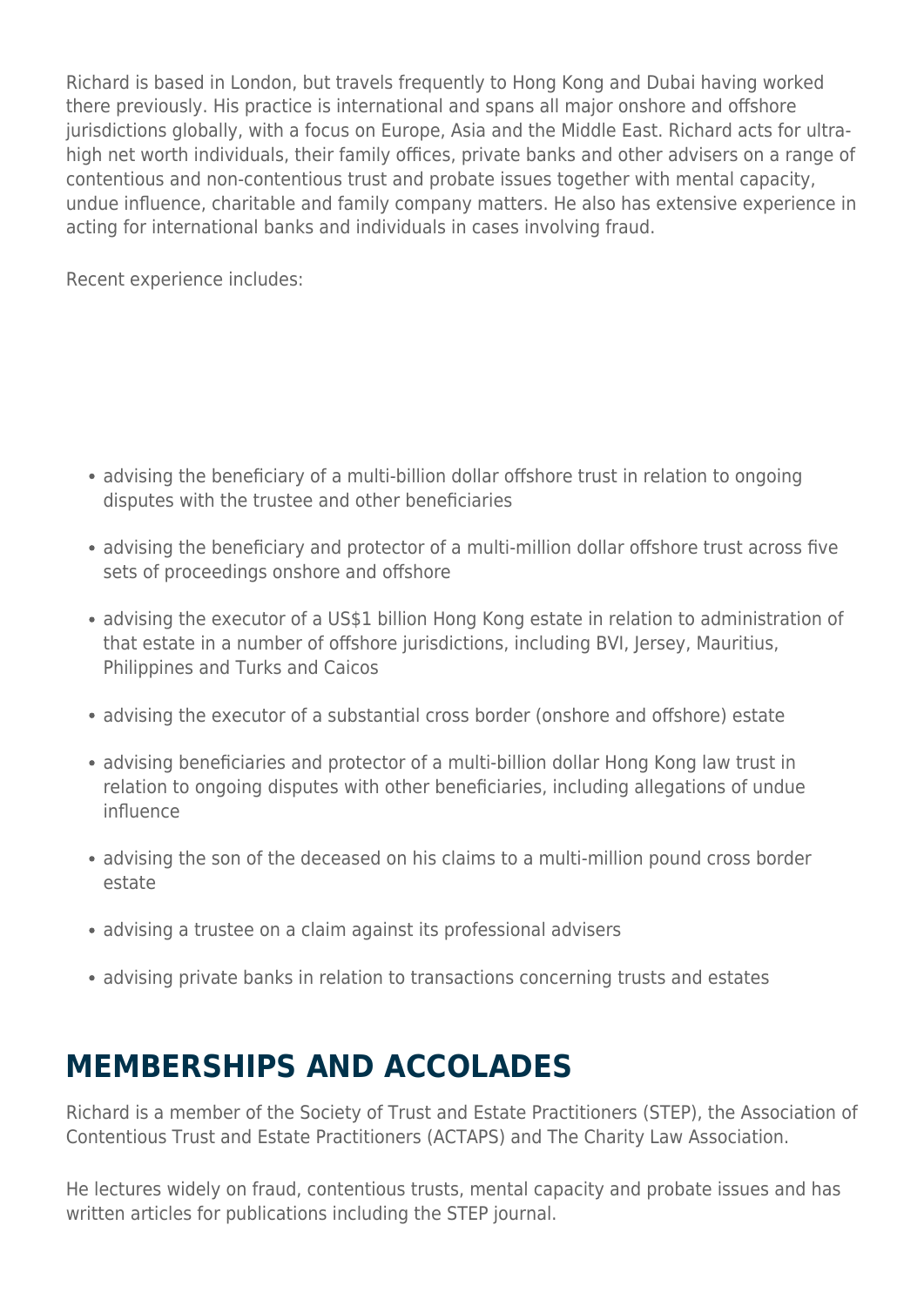Richard is based in London, but travels frequently to Hong Kong and Dubai having worked there previously. His practice is international and spans all major onshore and offshore jurisdictions globally, with a focus on Europe, Asia and the Middle East. Richard acts for ultra-high net worth individuals, their family offices, private banks and other advisers on a range of contentious and non-contentious trust and probate issues together with mental capacity, undue influence, charitable and family company matters. He also has extensive experience in acting for international banks and individuals in cases involving fraud.

Recent experience includes:

- advising the beneficiary of a multi-billion dollar offshore trust in relation to ongoing disputes with the trustee and other beneficiaries
- advising the beneficiary and protector of a multi-million dollar offshore trust across five sets of proceedings onshore and offshore
- advising the executor of a US$1 billion Hong Kong estate in relation to administration of that estate in a number of offshore jurisdictions, including BVI, Jersey, Mauritius, Philippines and Turks and Caicos
- advising the executor of a substantial cross border (onshore and offshore) estate
- advising beneficiaries and protector of a multi-billion dollar Hong Kong law trust in relation to ongoing disputes with other beneficiaries, including allegations of undue influence
- advising the son of the deceased on his claims to a multi-million pound cross border estate
- advising a trustee on a claim against its professional advisers
- advising private banks in relation to transactions concerning trusts and estates

## MEMBERSHIPS AND ACCOLADES

Richard is a member of the Society of Trust and Estate Practitioners (STEP), the Association of Contentious Trust and Estate Practitioners (ACTAPS) and The Charity Law Association.

He lectures widely on fraud, contentious trusts, mental capacity and probate issues and has written articles for publications including the STEP journal.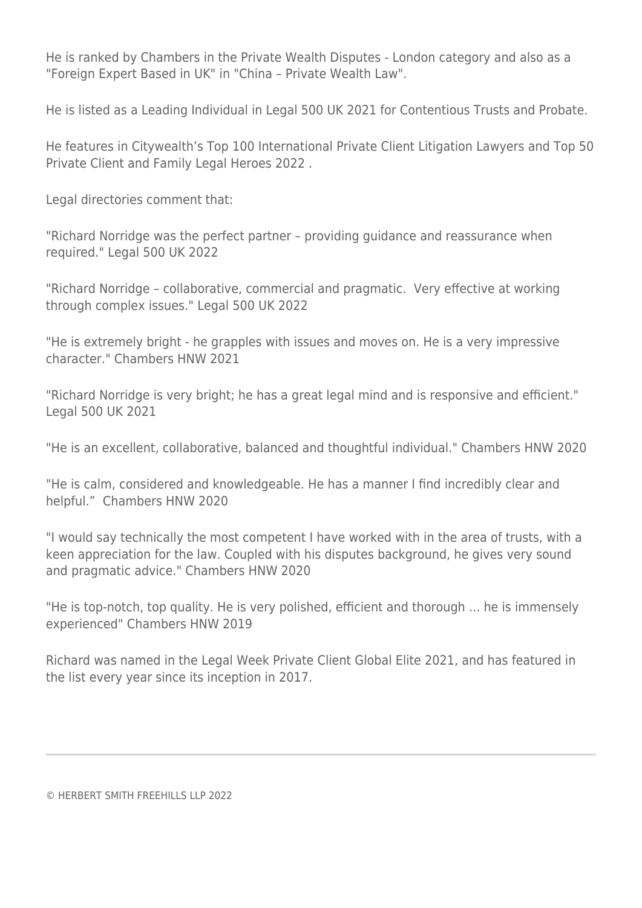He is ranked by Chambers in the Private Wealth Disputes - London category and also as a "Foreign Expert Based in UK" in "China – Private Wealth Law".

He is listed as a Leading Individual in Legal 500 UK 2021 for Contentious Trusts and Probate.

He features in Citywealth's Top 100 International Private Client Litigation Lawyers and Top 50 Private Client and Family Legal Heroes 2022 .

Legal directories comment that:

"Richard Norridge was the perfect partner – providing guidance and reassurance when required." Legal 500 UK 2022

"Richard Norridge – collaborative, commercial and pragmatic.  Very effective at working through complex issues." Legal 500 UK 2022

"He is extremely bright - he grapples with issues and moves on. He is a very impressive character." Chambers HNW 2021

"Richard Norridge is very bright; he has a great legal mind and is responsive and efficient." Legal 500 UK 2021

"He is an excellent, collaborative, balanced and thoughtful individual." Chambers HNW 2020

"He is calm, considered and knowledgeable. He has a manner I find incredibly clear and helpful."  Chambers HNW 2020

"I would say technically the most competent I have worked with in the area of trusts, with a keen appreciation for the law. Coupled with his disputes background, he gives very sound and pragmatic advice." Chambers HNW 2020

"He is top-notch, top quality. He is very polished, efficient and thorough ... he is immensely experienced" Chambers HNW 2019

Richard was named in the Legal Week Private Client Global Elite 2021, and has featured in the list every year since its inception in 2017.

---

© HERBERT SMITH FREEHILLS LLP 2022